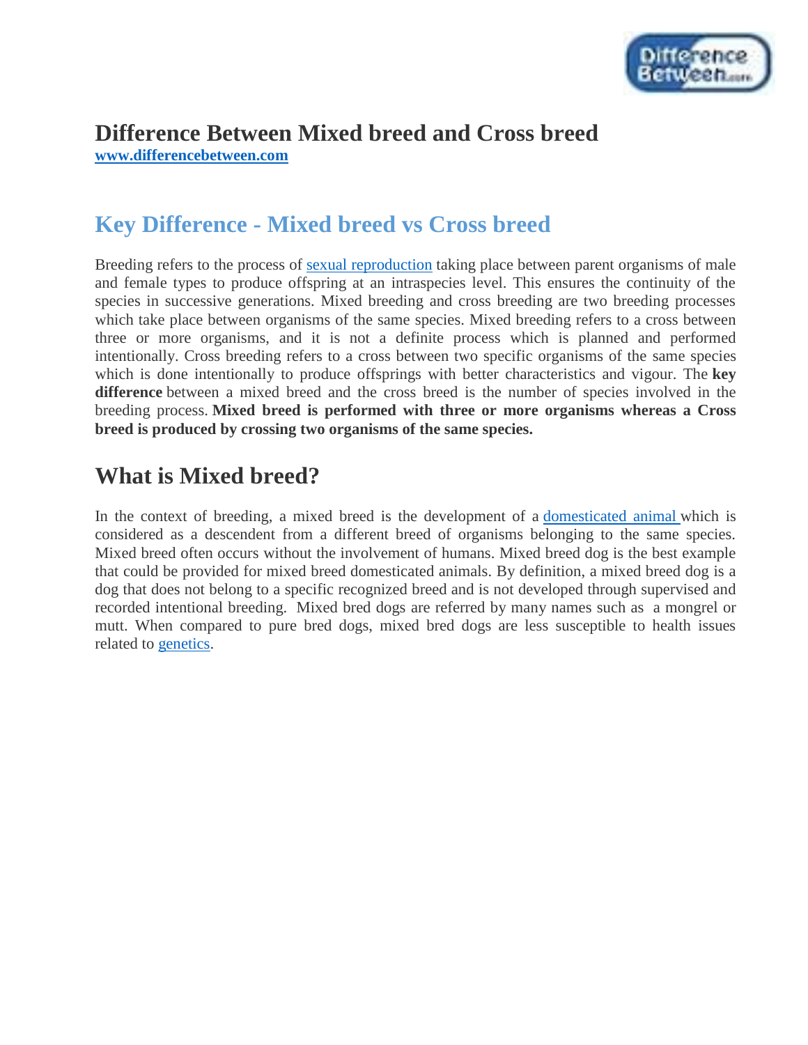# Difference Between Mixed breed and Cross breed

**www.differencebetween.com**

## Key Difference - Mixed breed vs Cross breed

Breeding refers to the process of sexual reproduction taking place between parent organisms of male and female types to produce offspring at an intraspecies level. This ensures the continuity of the species in successive generations. Mixed breeding and cross breeding are two breeding processes which take place between organisms of the same species. Mixed breeding refers to a cross between three or more organisms, and it is not a definite process which is planned and performed intentionally. Cross breeding refers to a cross between two specific organisms of the same species which is done intentionally to produce offsprings with better characteristics and vigour. The **key difference** between a mixed breed and the cross breed is the number of species involved in the breeding process. **Mixed breed is performed with three or more organisms whereas a Cross breed is produced by crossing two organisms of the same species.**

## What is Mixed breed?

In the context of breeding, a mixed breed is the development of a domesticated animal which is considered as a descendent from a different breed of organisms belonging to the same species. Mixed breed often occurs without the involvement of humans. Mixed breed dog is the best example that could be provided for mixed breed domesticated animals. By definition, a mixed breed dog is a dog that does not belong to a specific recognized breed and is not developed through supervised and recorded intentional breeding. Mixed bred dogs are referred by many names such as a mongrel or mutt. When compared to pure bred dogs, mixed bred dogs are less susceptible to health issues related to genetics.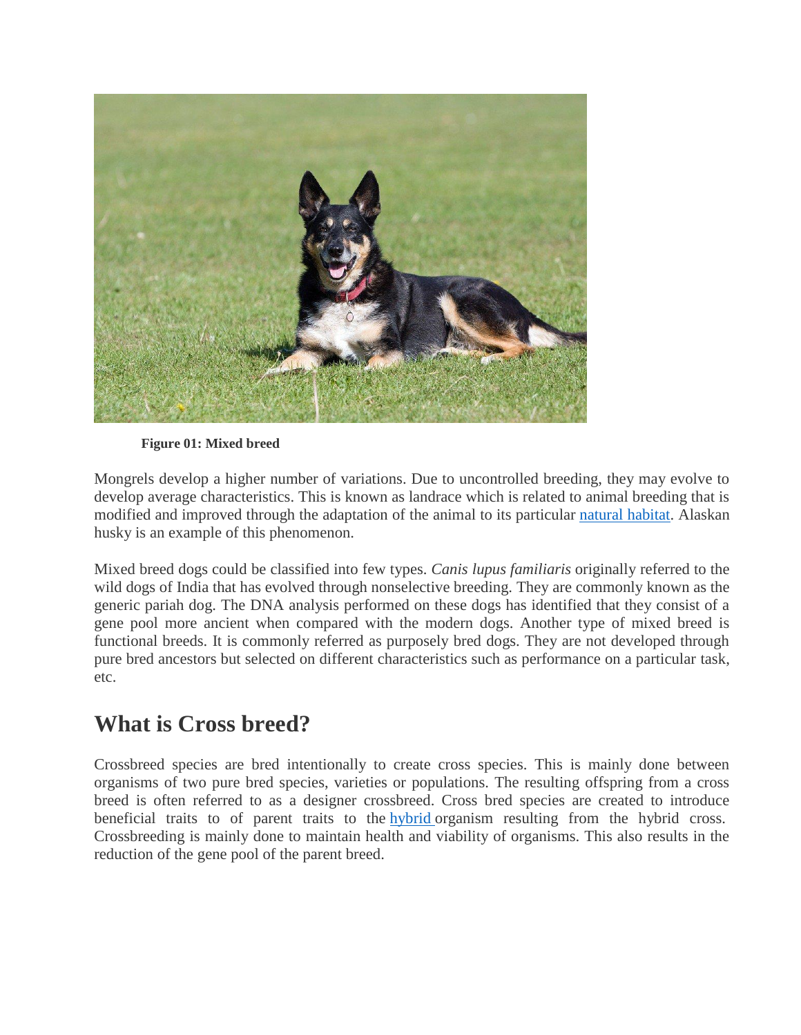**Figure 01: Mixed breed**

Mongrels develop a higher number of variations. Due to uncontrolled breeding, they may evolve to develop average characteristics. This is known as landrace which is related to animal breeding that is modified and improved through the adaptation of the animal to its particular natural habitat. Alaskan husky is an example of this phenomenon.

Mixed breed dogs could be classified into few types. *Canis lupus familiaris* originally referred to the wild dogs of India that has evolved through nonselective breeding. They are commonly known as the generic pariah dog. The DNA analysis performed on these dogs has identified that they consist of a gene pool more ancient when compared with the modern dogs. Another type of mixed breed is functional breeds. It is commonly referred as purposely bred dogs. They are not developed through pure bred ancestors but selected on different characteristics such as performance on a particular task, etc.

## What is Cross breed?

Crossbreed species are bred intentionally to create cross species. This is mainly done between organisms of two pure bred species, varieties or populations. The resulting offspring from a cross breed is often referred to as a designer crossbreed. Cross bred species are created to introduce beneficial traits to of parent traits to the hybrid organism resulting from the hybrid cross. Crossbreeding is mainly done to maintain health and viability of organisms. This also results in the reduction of the gene pool of the parent breed.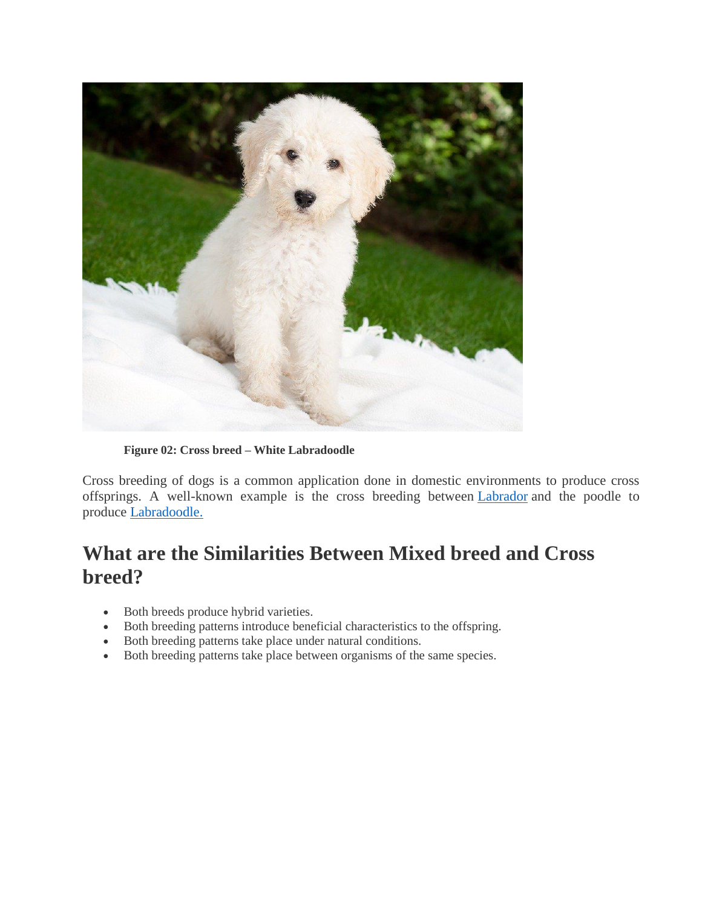**Figure 02: Cross breed – White Labradoodle**

Cross breeding of dogs is a common application done in domestic environments to produce cross offsprings. A well-known example is the cross breeding between Labrador and the poodle to produce Labradoodle.

## What are the Similarities Between Mixed breed and Cross breed?

- Both breeds produce hybrid varieties.
- Both breeding patterns introduce beneficial characteristics to the offspring.
- Both breeding patterns take place under natural conditions.
- Both breeding patterns take place between organisms of the same species.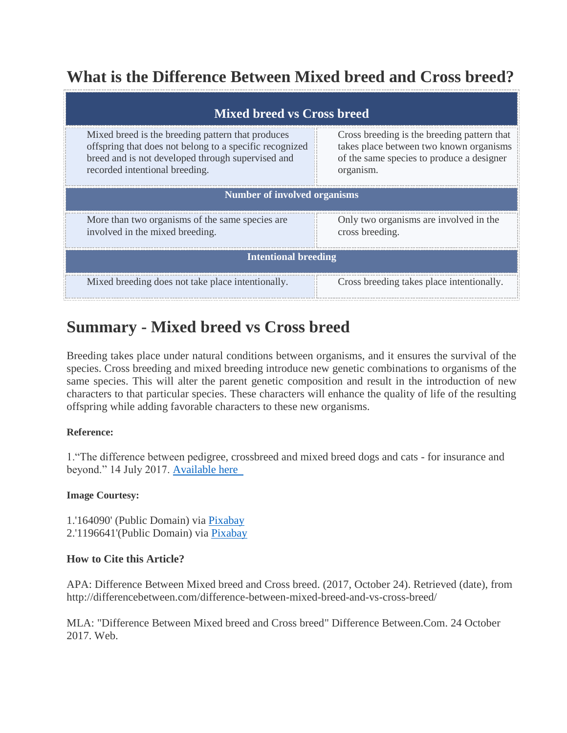# What is the Difference Between Mixed breed and Cross breed?

| Mixed breed vs Cross breed | |
|---|---|
| Mixed breed is the breeding pattern that produces offspring that does not belong to a specific recognized breed and is not developed through supervised and recorded intentional breeding. | Cross breeding is the breeding pattern that takes place between two known organisms of the same species to produce a designer organism. |
| **Number of involved organisms** | |
| More than two organisms of the same species are involved in the mixed breeding. | Only two organisms are involved in the cross breeding. |
| **Intentional breeding** | |
| Mixed breeding does not take place intentionally. | Cross breeding takes place intentionally. |

# Summary - Mixed breed vs Cross breed

Breeding takes place under natural conditions between organisms, and it ensures the survival of the species. Cross breeding and mixed breeding introduce new genetic combinations to organisms of the same species. This will alter the parent genetic composition and result in the introduction of new characters to that particular species. These characters will enhance the quality of life of the resulting offspring while adding favorable characters to these new organisms.

**Reference:**

1."The difference between pedigree, crossbreed and mixed breed dogs and cats - for insurance and beyond." 14 July 2017. [Available here]

**Image Courtesy:**

1.'164090' (Public Domain) via [Pixabay]
2.'1196641'(Public Domain) via [Pixabay]

**How to Cite this Article?**

APA: Difference Between Mixed breed and Cross breed. (2017, October 24). Retrieved (date), from http://differencebetween.com/difference-between-mixed-breed-and-vs-cross-breed/

MLA: "Difference Between Mixed breed and Cross breed" Difference Between.Com. 24 October 2017. Web.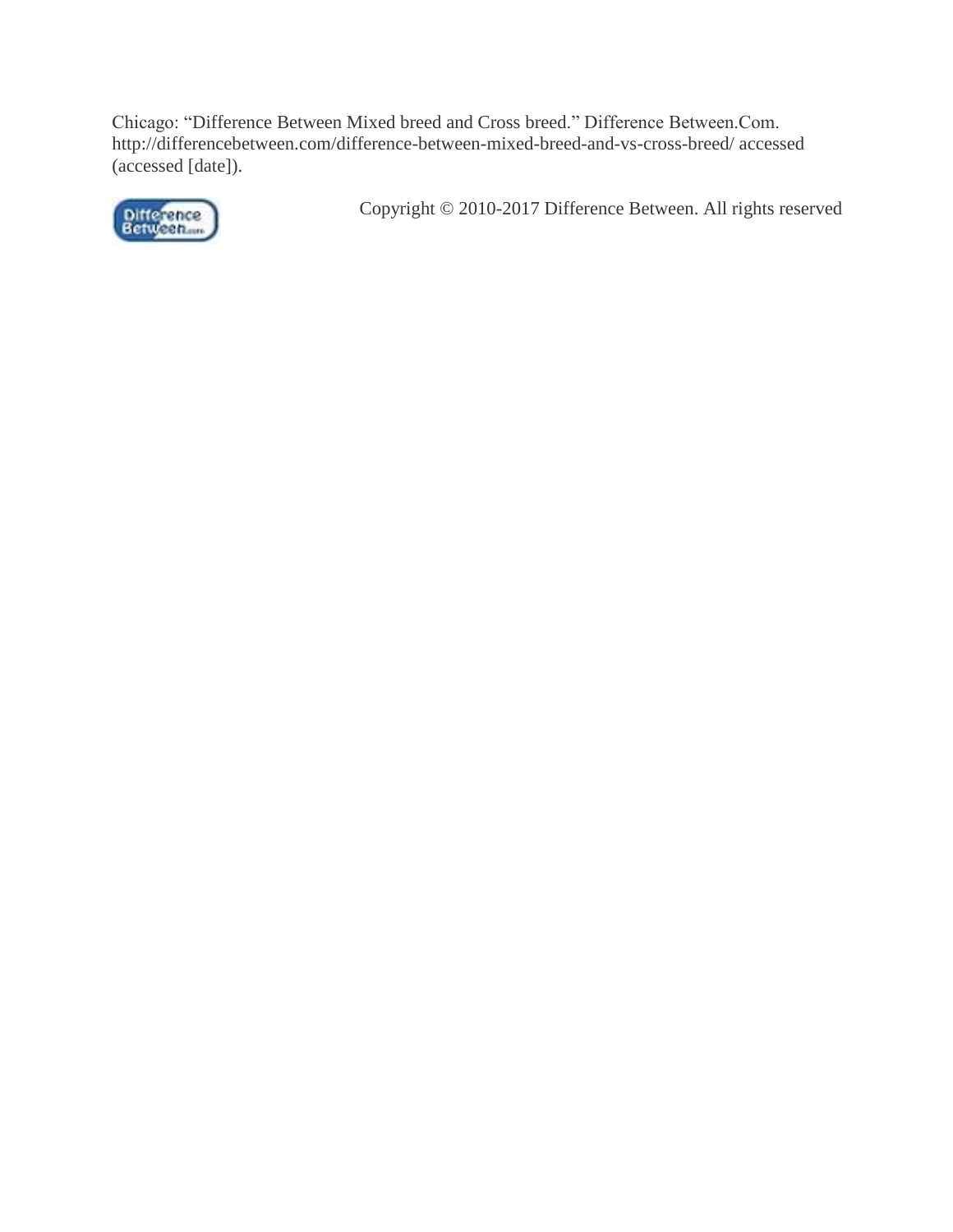Chicago: "Difference Between Mixed breed and Cross breed." Difference Between.Com. http://differencebetween.com/difference-between-mixed-breed-and-vs-cross-breed/ accessed (accessed [date]).

Copyright © 2010-2017 Difference Between. All rights reserved